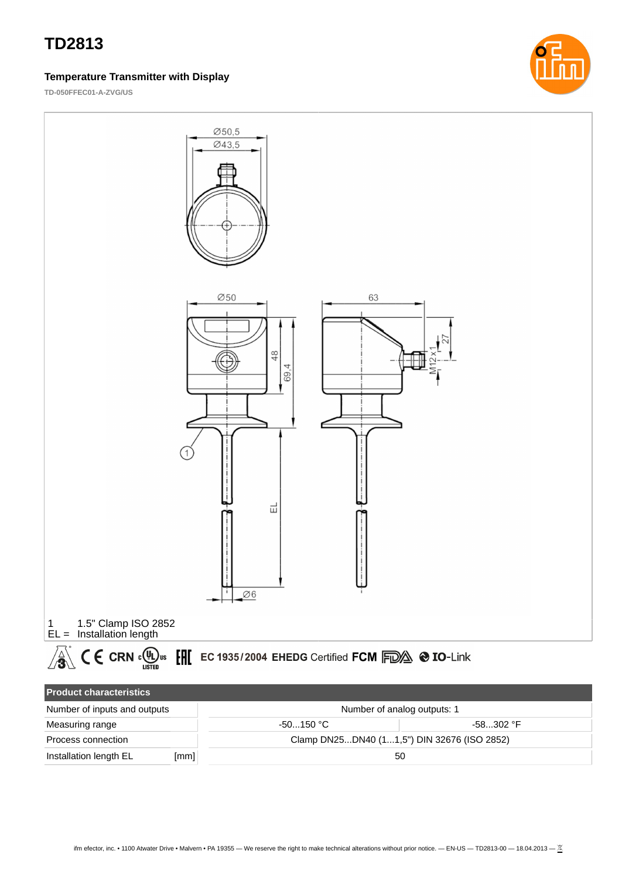# TD2813

## Temperature Transmitter with Display

TD-050FFEC01-A-ZVG/US

1 1.5" Clamp ISO 2852
EL = Installation length

CE CRN c UL us LISTED EAC EC 1935/2004 EHEDG Certified FCM FDA IO-Link

| Product characteristics | | |
|---|---|---|
| Number of inputs and outputs | Number of analog outputs: 1 | |
| Measuring range | -50...150 °C | -58...302 °F |
| Process connection | Clamp DN25...DN40 (1...1,5") DIN 32676 (ISO 2852) | |
| Installation length EL [mm] | 50 | |

ifm efector, inc. • 1100 Atwater Drive • Malvern • PA 19355 — We reserve the right to make technical alterations without prior notice. — EN-US — TD2813-00 — 18.04.2013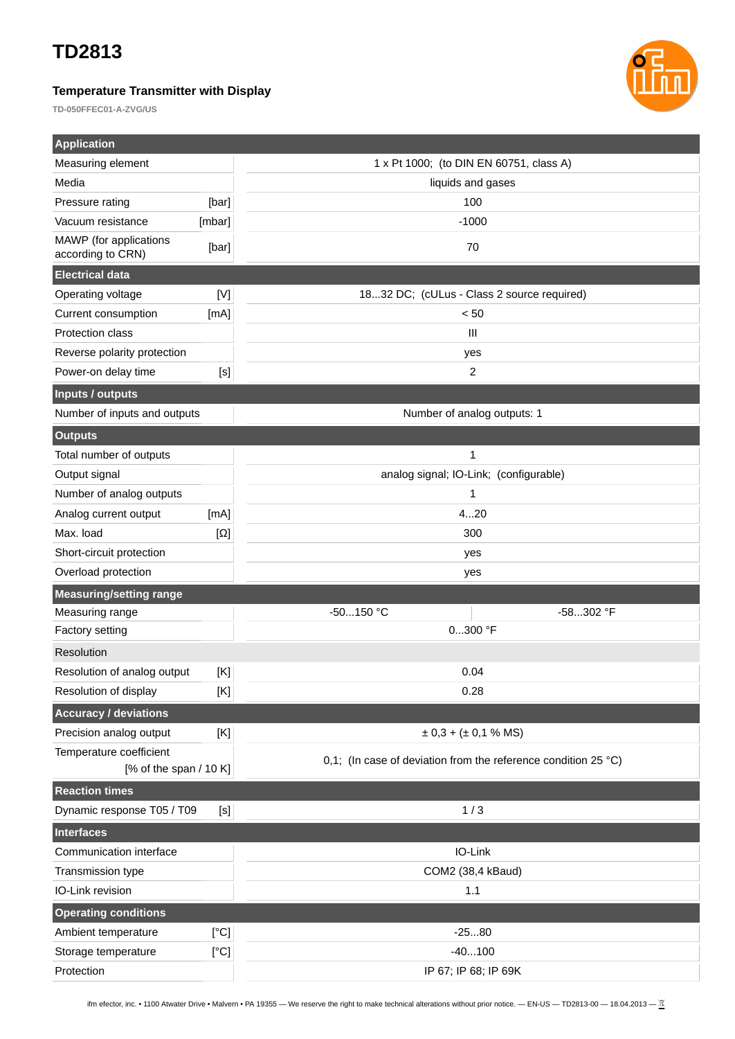# TD2813

### Temperature Transmitter with Display

**TD-050FFEC01-A-ZVG/US**

| **Application** | | | |
|---|---|---|---|
| Measuring element | | 1 x Pt 1000; (to DIN EN 60751, class A) | |
| Media | | liquids and gases | |
| Pressure rating | [bar] | 100 | |
| Vacuum resistance | [mbar] | -1000 | |
| MAWP (for applications according to CRN) | [bar] | 70 | |
| **Electrical data** | | | |
| Operating voltage | [V] | 18...32 DC; (cULus - Class 2 source required) | |
| Current consumption | [mA] | < 50 | |
| Protection class | | III | |
| Reverse polarity protection | | yes | |
| Power-on delay time | [s] | 2 | |
| **Inputs / outputs** | | | |
| Number of inputs and outputs | | Number of analog outputs: 1 | |
| **Outputs** | | | |
| Total number of outputs | | 1 | |
| Output signal | | analog signal; IO-Link; (configurable) | |
| Number of analog outputs | | 1 | |
| Analog current output | [mA] | 4...20 | |
| Max. load | [Ω] | 300 | |
| Short-circuit protection | | yes | |
| Overload protection | | yes | |
| **Measuring/setting range** | | | |
| Measuring range | | -50...150 °C | -58...302 °F |
| Factory setting | | 0...300 °F | |
| Resolution | | | |
| Resolution of analog output | [K] | 0.04 | |
| Resolution of display | [K] | 0.28 | |
| **Accuracy / deviations** | | | |
| Precision analog output | [K] | ± 0,3 + (± 0,1 % MS) | |
| Temperature coefficient | [% of the span / 10 K] | 0,1; (In case of deviation from the reference condition 25 °C) | |
| **Reaction times** | | | |
| Dynamic response T05 / T09 | [s] | 1 / 3 | |
| **Interfaces** | | | |
| Communication interface | | IO-Link | |
| Transmission type | | COM2 (38,4 kBaud) | |
| IO-Link revision | | 1.1 | |
| **Operating conditions** | | | |
| Ambient temperature | [°C] | -25...80 | |
| Storage temperature | [°C] | -40...100 | |
| Protection | | IP 67; IP 68; IP 69K | |

ifm efector, inc. • 1100 Atwater Drive • Malvern • PA 19355 — We reserve the right to make technical alterations without prior notice. — EN-US — TD2813-00 — 18.04.2013 —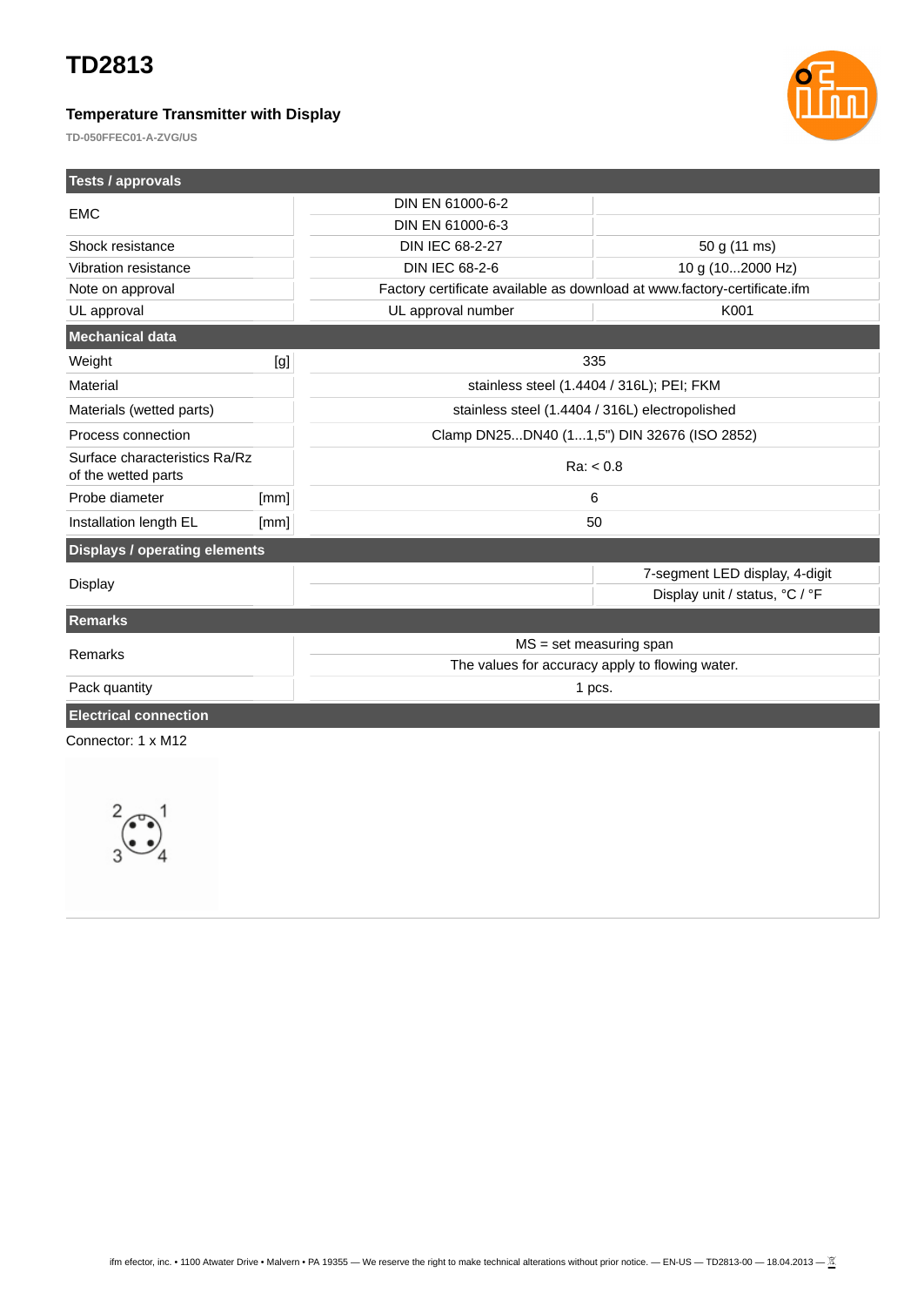# TD2813

### Temperature Transmitter with Display

TD-050FFEC01-A-ZVG/US

| Tests / approvals | | | |
|---|---|---|---|
| EMC | | DIN EN 61000-6-2 | |
| | | DIN EN 61000-6-3 | |
| Shock resistance | | DIN IEC 68-2-27 | 50 g (11 ms) |
| Vibration resistance | | DIN IEC 68-2-6 | 10 g (10...2000 Hz) |
| Note on approval | | Factory certificate available as download at www.factory-certificate.ifm | |
| UL approval | | UL approval number | K001 |

| Mechanical data | | |
|---|---|---|
| Weight | [g] | 335 |
| Material | | stainless steel (1.4404 / 316L); PEI; FKM |
| Materials (wetted parts) | | stainless steel (1.4404 / 316L) electropolished |
| Process connection | | Clamp DN25...DN40 (1...1,5") DIN 32676 (ISO 2852) |
| Surface characteristics Ra/Rz of the wetted parts | | Ra: < 0.8 |
| Probe diameter | [mm] | 6 |
| Installation length EL | [mm] | 50 |

| Displays / operating elements | | |
|---|---|---|
| Display | | 7-segment LED display, 4-digit |
| | | Display unit / status, °C / °F |

| Remarks | |
|---|---|
| Remarks | MS = set measuring span |
| | The values for accuracy apply to flowing water. |
| Pack quantity | 1 pcs. |

## Electrical connection

Connector: 1 x M12

2 1
3 4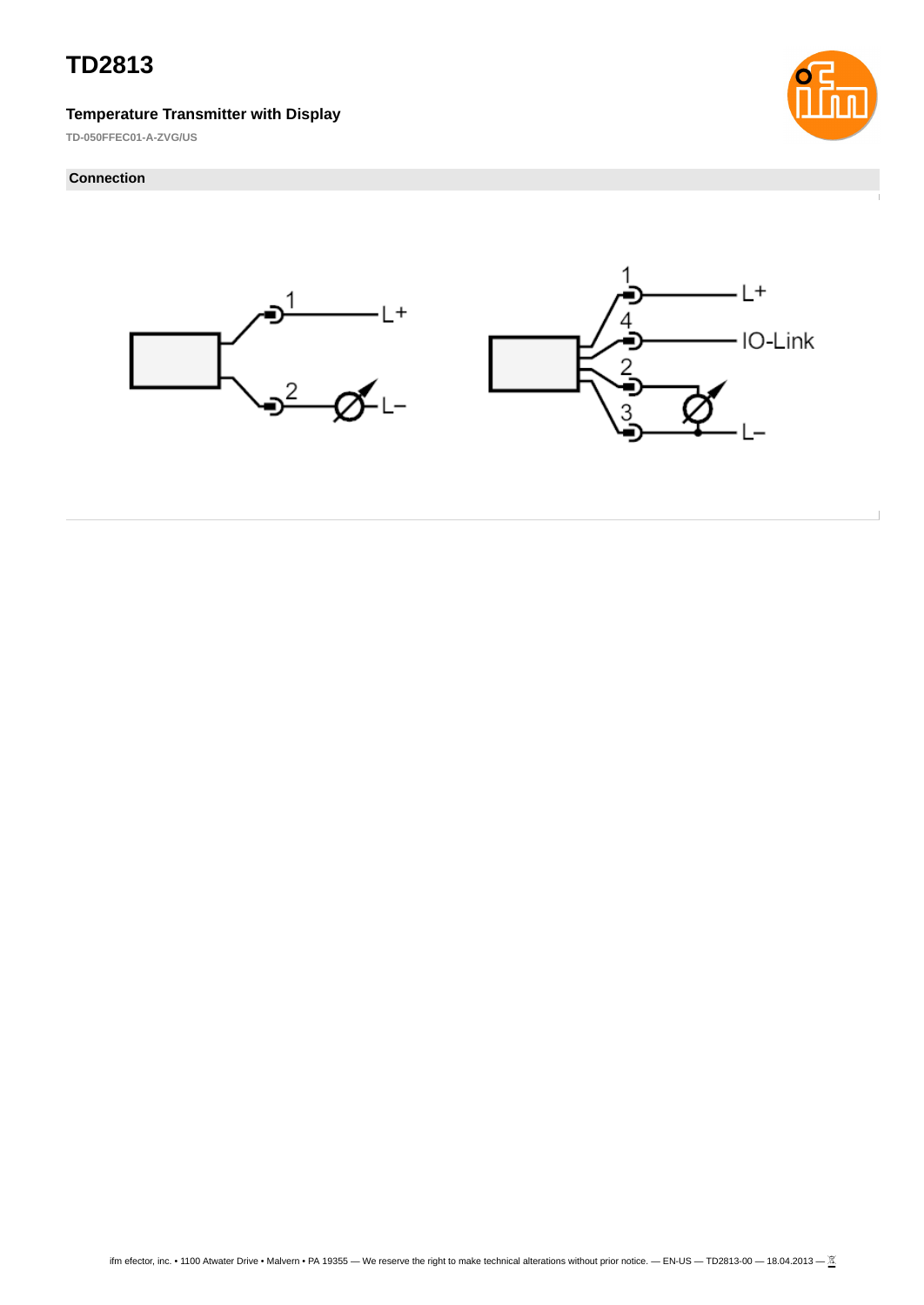# TD2813

### Temperature Transmitter with Display

TD-050FFEC01-A-ZVG/US

**Connection**

1
L+
2
L–

1
L+
4
IO-Link
2
3
L–